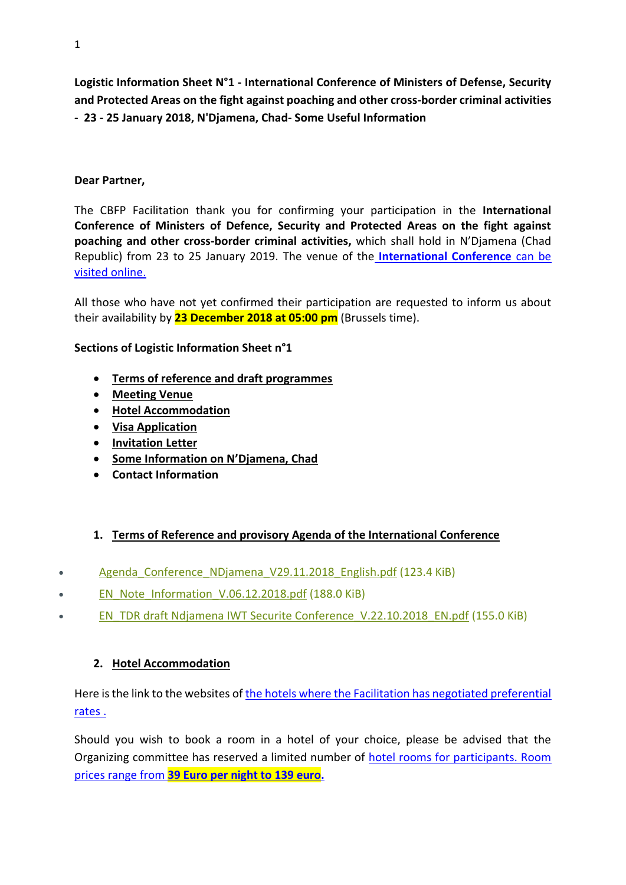**Logistic Information Sheet N°1 - International Conference of Ministers of Defense, Security and Protected Areas on the fight against poaching and other cross-border criminal activities - 23 - 25 January 2018, N'Djamena, Chad- Some Useful Information**

**Dear Partner,**

The CBFP Facilitation thank you for confirming your participation in the **International Conference of Ministers of Defence, Security and Protected Areas on the fight against poaching and other cross-border criminal activities,** which shall hold in N'Djamena (Chad Republic) from 23 to 25 January 2019. The venue of the **International Conference** can be visited online.

All those who have not yet confirmed their participation are requested to inform us about their availability by **23 December 2018 at 05:00 pm** (Brussels time).

**Sections of Logistic Information Sheet n°1**

- **Terms of reference and draft programmes**
- **Meeting Venue**
- **Hotel Accommodation**
- **Visa Application**
- **Invitation Letter**
- **Some Information on N'Djamena, Chad**
- **Contact Information**

## 1. Terms of Reference and provisory Agenda of the International Conference

- Agenda_Conference_NDjamena_V29.11.2018_English.pdf (123.4 KiB)
- EN_Note_Information_V.06.12.2018.pdf (188.0 KiB)
- EN_TDR draft Ndjamena IWT Securite Conference_V.22.10.2018_EN.pdf (155.0 KiB)

## 2. Hotel Accommodation

Here is the link to the websites of the hotels where the Facilitation has negotiated preferential rates .

Should you wish to book a room in a hotel of your choice, please be advised that the Organizing committee has reserved a limited number of hotel rooms for participants. Room prices range from **39 Euro per night to 139 euro.**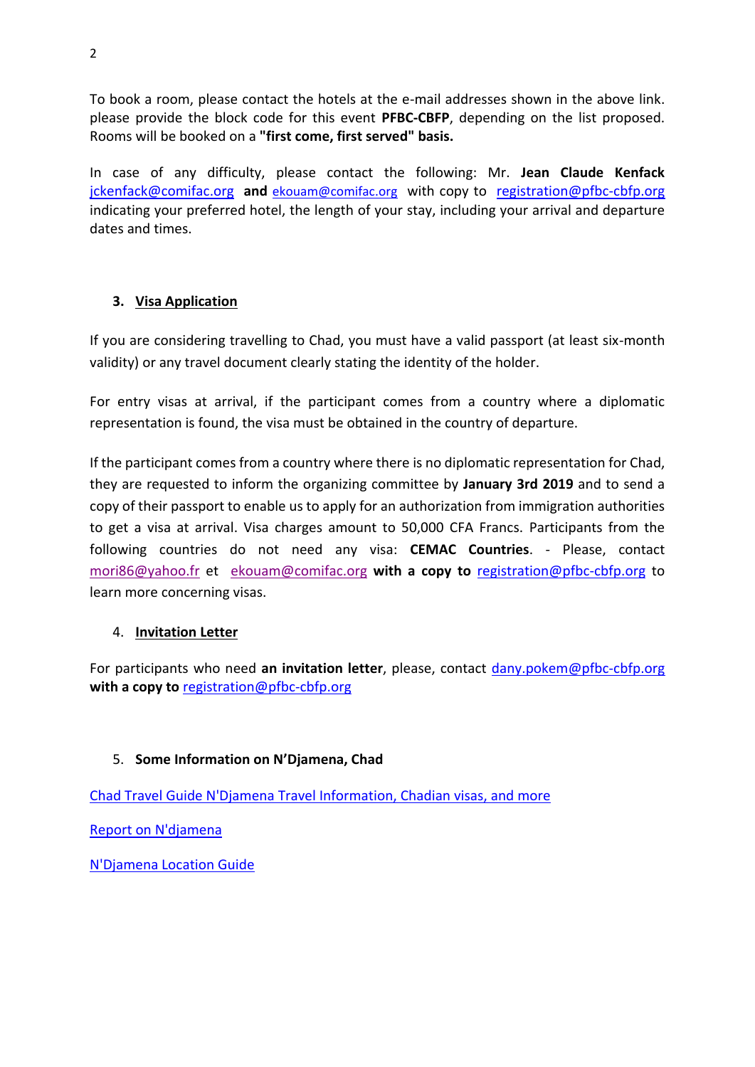To book a room, please contact the hotels at the e-mail addresses shown in the above link. please provide the block code for this event **PFBC-CBFP**, depending on the list proposed. Rooms will be booked on a **"first come, first served" basis.**

In case of any difficulty, please contact the following: Mr. **Jean Claude Kenfack** jckenfack@comifac.org **and** ekouam@comifac.org with copy to registration@pfbc-cbfp.org indicating your preferred hotel, the length of your stay, including your arrival and departure dates and times.

## 3. Visa Application

If you are considering travelling to Chad, you must have a valid passport (at least six-month validity) or any travel document clearly stating the identity of the holder.

For entry visas at arrival, if the participant comes from a country where a diplomatic representation is found, the visa must be obtained in the country of departure.

If the participant comes from a country where there is no diplomatic representation for Chad, they are requested to inform the organizing committee by **January 3rd 2019** and to send a copy of their passport to enable us to apply for an authorization from immigration authorities to get a visa at arrival. Visa charges amount to 50,000 CFA Francs. Participants from the following countries do not need any visa: **CEMAC Countries**. - Please, contact mori86@yahoo.fr et ekouam@comifac.org **with a copy to** registration@pfbc-cbfp.org to learn more concerning visas.

## 4. Invitation Letter

For participants who need **an invitation letter**, please, contact dany.pokem@pfbc-cbfp.org **with a copy to** registration@pfbc-cbfp.org

## 5. Some Information on N'Djamena, Chad

Chad Travel Guide N'Djamena Travel Information, Chadian visas, and more

Report on N'djamena

N'Djamena Location Guide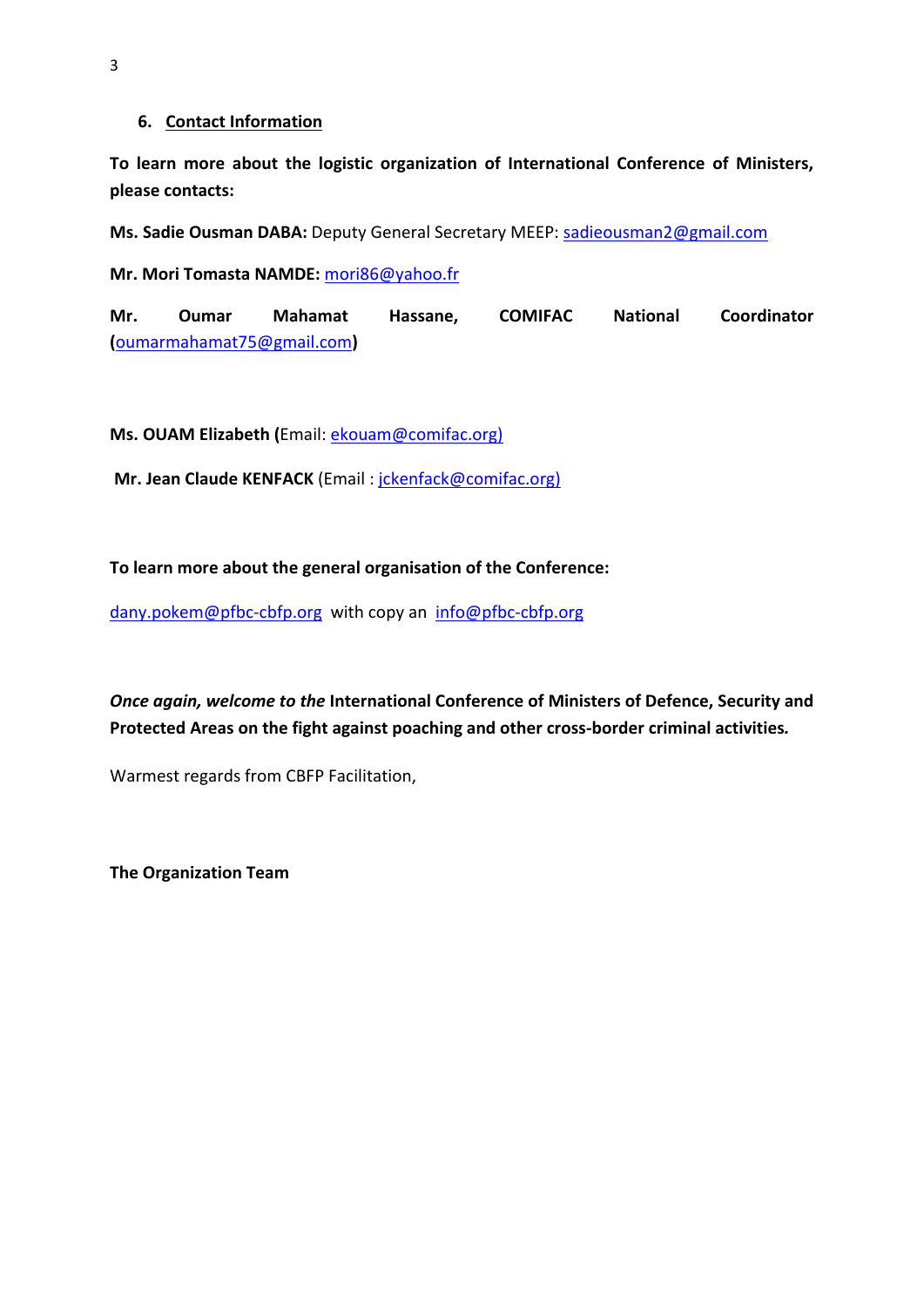## 6. Contact Information

**To learn more about the logistic organization of International Conference of Ministers, please contacts:**

**Ms. Sadie Ousman DABA:** Deputy General Secretary MEEP: sadieousman2@gmail.com

**Mr. Mori Tomasta NAMDE:** mori86@yahoo.fr

**Mr. Oumar Mahamat Hassane, COMIFAC National Coordinator (**oumarmahamat75@gmail.com**)**

**Ms. OUAM Elizabeth (**Email: ekouam@comifac.org)

**Mr. Jean Claude KENFACK** (Email : jckenfack@comifac.org)

**To learn more about the general organisation of the Conference:**

dany.pokem@pfbc-cbfp.org with copy an info@pfbc-cbfp.org

***Once again, welcome to the*** **International Conference of Ministers of Defence, Security and Protected Areas on the fight against poaching and other cross-border criminal activities*.***

Warmest regards from CBFP Facilitation,

**The Organization Team**